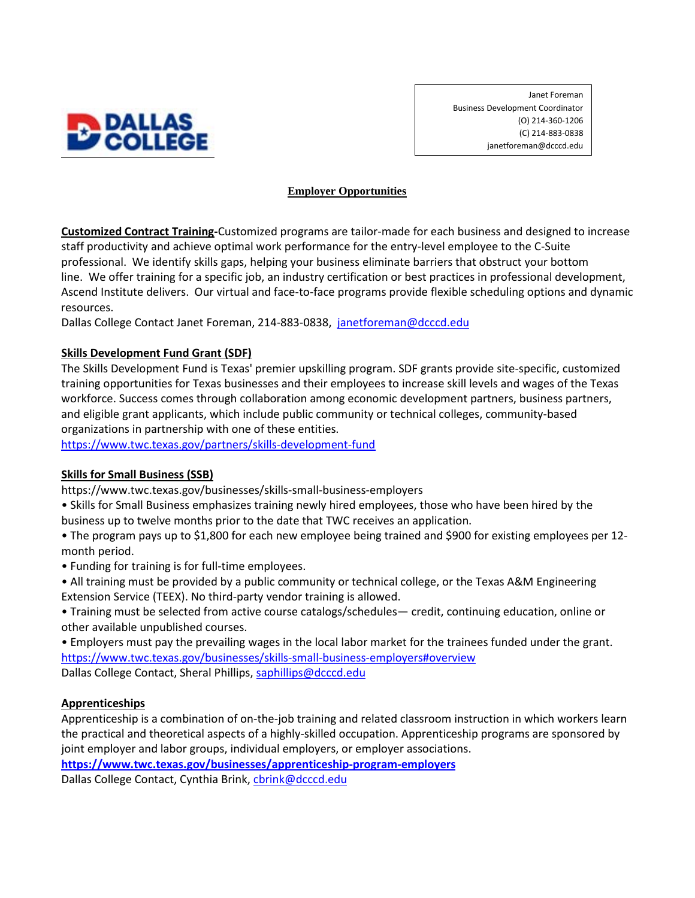DALLAS COLLEGE

Janet Foreman
Business Development Coordinator
(O) 214-360-1206
(C) 214-883-0838
janetforeman@dcccd.edu

# Employer Opportunities

**Customized Contract Training**-Customized programs are tailor-made for each business and designed to increase staff productivity and achieve optimal work performance for the entry-level employee to the C-Suite professional. We identify skills gaps, helping your business eliminate barriers that obstruct your bottom line. We offer training for a specific job, an industry certification or best practices in professional development, Ascend Institute delivers. Our virtual and face-to-face programs provide flexible scheduling options and dynamic resources.
Dallas College Contact Janet Foreman, 214-883-0838, janetforeman@dcccd.edu

**Skills Development Fund Grant (SDF)**
The Skills Development Fund is Texas' premier upskilling program. SDF grants provide site-specific, customized training opportunities for Texas businesses and their employees to increase skill levels and wages of the Texas workforce. Success comes through collaboration among economic development partners, business partners, and eligible grant applicants, which include public community or technical colleges, community-based organizations in partnership with one of these entities.
https://www.twc.texas.gov/partners/skills-development-fund

**Skills for Small Business (SSB)**
https://www.twc.texas.gov/businesses/skills-small-business-employers

- Skills for Small Business emphasizes training newly hired employees, those who have been hired by the business up to twelve months prior to the date that TWC receives an application.
- The program pays up to $1,800 for each new employee being trained and $900 for existing employees per 12-month period.
- Funding for training is for full-time employees.
- All training must be provided by a public community or technical college, or the Texas A&M Engineering Extension Service (TEEX). No third-party vendor training is allowed.
- Training must be selected from active course catalogs/schedules— credit, continuing education, online or other available unpublished courses.
- Employers must pay the prevailing wages in the local labor market for the trainees funded under the grant.

https://www.twc.texas.gov/businesses/skills-small-business-employers#overview
Dallas College Contact, Sheral Phillips, saphillips@dcccd.edu

**Apprenticeships**
Apprenticeship is a combination of on-the-job training and related classroom instruction in which workers learn the practical and theoretical aspects of a highly-skilled occupation. Apprenticeship programs are sponsored by joint employer and labor groups, individual employers, or employer associations.
**https://www.twc.texas.gov/businesses/apprenticeship-program-employers**
Dallas College Contact, Cynthia Brink, cbrink@dcccd.edu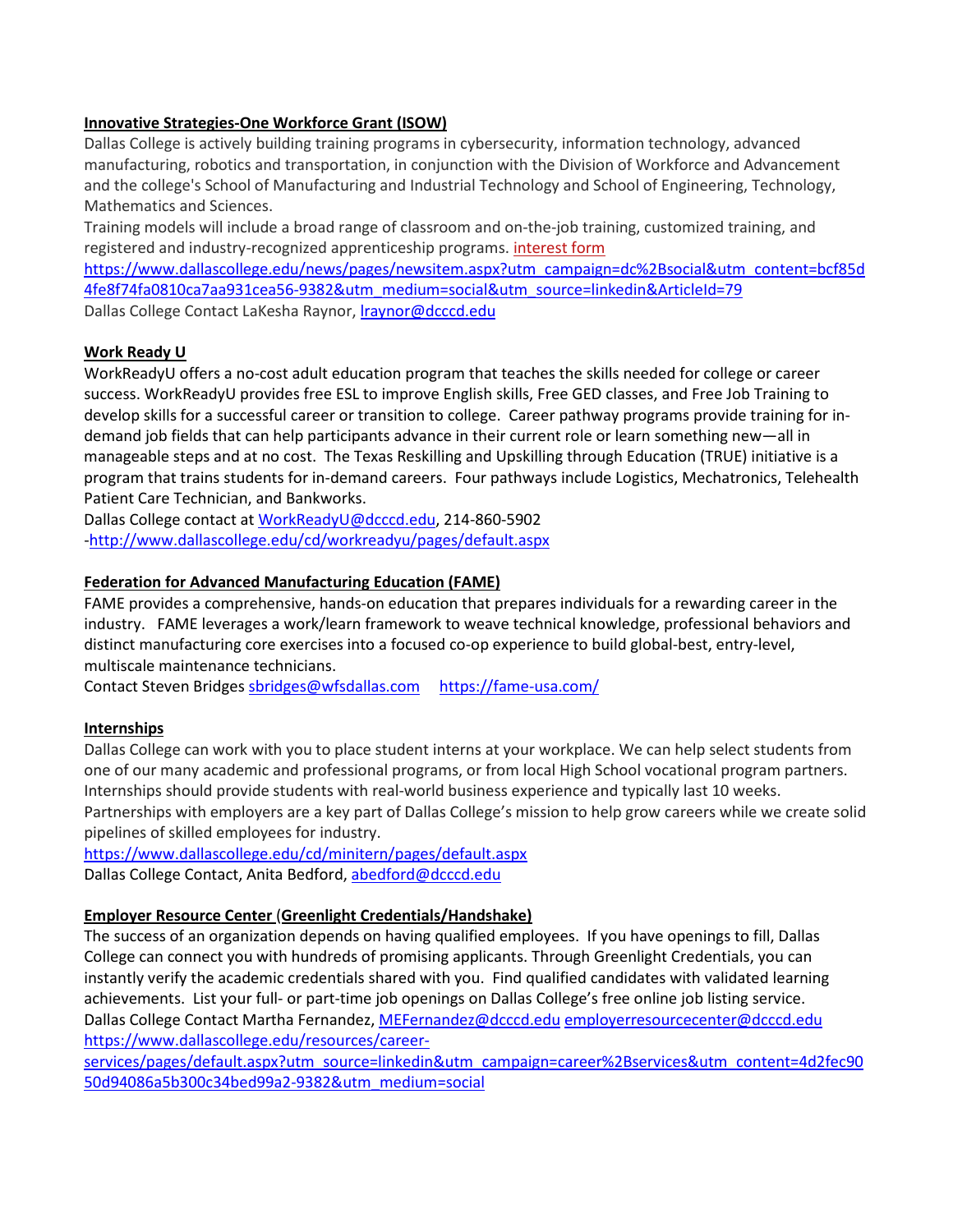**Innovative Strategies-One Workforce Grant (ISOW)**

Dallas College is actively building training programs in cybersecurity, information technology, advanced manufacturing, robotics and transportation, in conjunction with the Division of Workforce and Advancement and the college's School of Manufacturing and Industrial Technology and School of Engineering, Technology, Mathematics and Sciences.

Training models will include a broad range of classroom and on-the-job training, customized training, and registered and industry-recognized apprenticeship programs. interest form

https://www.dallascollege.edu/news/pages/newsitem.aspx?utm_campaign=dc%2Bsocial&utm_content=bcf85d4fe8f74fa0810ca7aa931cea56-9382&utm_medium=social&utm_source=linkedin&ArticleId=79

Dallas College Contact LaKesha Raynor, lraynor@dcccd.edu

**Work Ready U**

WorkReadyU offers a no-cost adult education program that teaches the skills needed for college or career success. WorkReadyU provides free ESL to improve English skills, Free GED classes, and Free Job Training to develop skills for a successful career or transition to college. Career pathway programs provide training for in-demand job fields that can help participants advance in their current role or learn something new—all in manageable steps and at no cost. The Texas Reskilling and Upskilling through Education (TRUE) initiative is a program that trains students for in-demand careers. Four pathways include Logistics, Mechatronics, Telehealth Patient Care Technician, and Bankworks.

Dallas College contact at WorkReadyU@dcccd.edu, 214-860-5902

-http://www.dallascollege.edu/cd/workreadyu/pages/default.aspx

**Federation for Advanced Manufacturing Education (FAME)**

FAME provides a comprehensive, hands-on education that prepares individuals for a rewarding career in the industry. FAME leverages a work/learn framework to weave technical knowledge, professional behaviors and distinct manufacturing core exercises into a focused co-op experience to build global-best, entry-level, multiscale maintenance technicians.

Contact Steven Bridges sbridges@wfsdallas.com https://fame-usa.com/

**Internships**

Dallas College can work with you to place student interns at your workplace. We can help select students from one of our many academic and professional programs, or from local High School vocational program partners. Internships should provide students with real-world business experience and typically last 10 weeks. Partnerships with employers are a key part of Dallas College's mission to help grow careers while we create solid pipelines of skilled employees for industry.

https://www.dallascollege.edu/cd/minitern/pages/default.aspx

Dallas College Contact, Anita Bedford, abedford@dcccd.edu

**Employer Resource Center (Greenlight Credentials/Handshake)**

The success of an organization depends on having qualified employees. If you have openings to fill, Dallas College can connect you with hundreds of promising applicants. Through Greenlight Credentials, you can instantly verify the academic credentials shared with you. Find qualified candidates with validated learning achievements. List your full- or part-time job openings on Dallas College's free online job listing service.

Dallas College Contact Martha Fernandez, MEFernandez@dcccd.edu employerresourcecenter@dcccd.edu

https://www.dallascollege.edu/resources/career-services/pages/default.aspx?utm_source=linkedin&utm_campaign=career%2Bservices&utm_content=4d2fec9050d94086a5b300c34bed99a2-9382&utm_medium=social